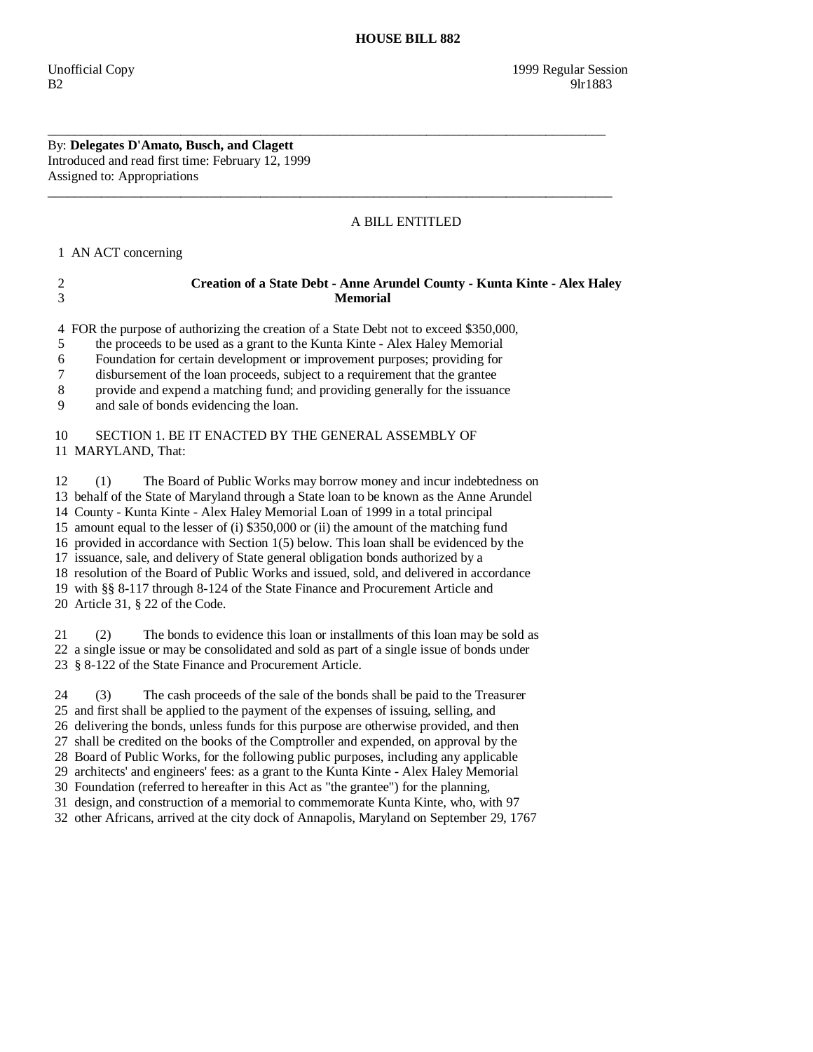# HOUSE BILL 882

Unofficial Copy 1999 Regular Session
B2 9lr1883

---

By: **Delegates D'Amato, Busch, and Clagett**
Introduced and read first time: February 12, 1999
Assigned to: Appropriations

---

A BILL ENTITLED

1 AN ACT concerning

2 **Creation of a State Debt - Anne Arundel County - Kunta Kinte - Alex Haley**
3 **Memorial**

4 FOR the purpose of authorizing the creation of a State Debt not to exceed $350,000,
5 the proceeds to be used as a grant to the Kunta Kinte - Alex Haley Memorial
6 Foundation for certain development or improvement purposes; providing for
7 disbursement of the loan proceeds, subject to a requirement that the grantee
8 provide and expend a matching fund; and providing generally for the issuance
9 and sale of bonds evidencing the loan.

10 SECTION 1. BE IT ENACTED BY THE GENERAL ASSEMBLY OF
11 MARYLAND, That:

12 (1) The Board of Public Works may borrow money and incur indebtedness on
13 behalf of the State of Maryland through a State loan to be known as the Anne Arundel
14 County - Kunta Kinte - Alex Haley Memorial Loan of 1999 in a total principal
15 amount equal to the lesser of (i) $350,000 or (ii) the amount of the matching fund
16 provided in accordance with Section 1(5) below. This loan shall be evidenced by the
17 issuance, sale, and delivery of State general obligation bonds authorized by a
18 resolution of the Board of Public Works and issued, sold, and delivered in accordance
19 with §§ 8-117 through 8-124 of the State Finance and Procurement Article and
20 Article 31, § 22 of the Code.

21 (2) The bonds to evidence this loan or installments of this loan may be sold as
22 a single issue or may be consolidated and sold as part of a single issue of bonds under
23 § 8-122 of the State Finance and Procurement Article.

24 (3) The cash proceeds of the sale of the bonds shall be paid to the Treasurer
25 and first shall be applied to the payment of the expenses of issuing, selling, and
26 delivering the bonds, unless funds for this purpose are otherwise provided, and then
27 shall be credited on the books of the Comptroller and expended, on approval by the
28 Board of Public Works, for the following public purposes, including any applicable
29 architects' and engineers' fees: as a grant to the Kunta Kinte - Alex Haley Memorial
30 Foundation (referred to hereafter in this Act as "the grantee") for the planning,
31 design, and construction of a memorial to commemorate Kunta Kinte, who, with 97
32 other Africans, arrived at the city dock of Annapolis, Maryland on September 29, 1767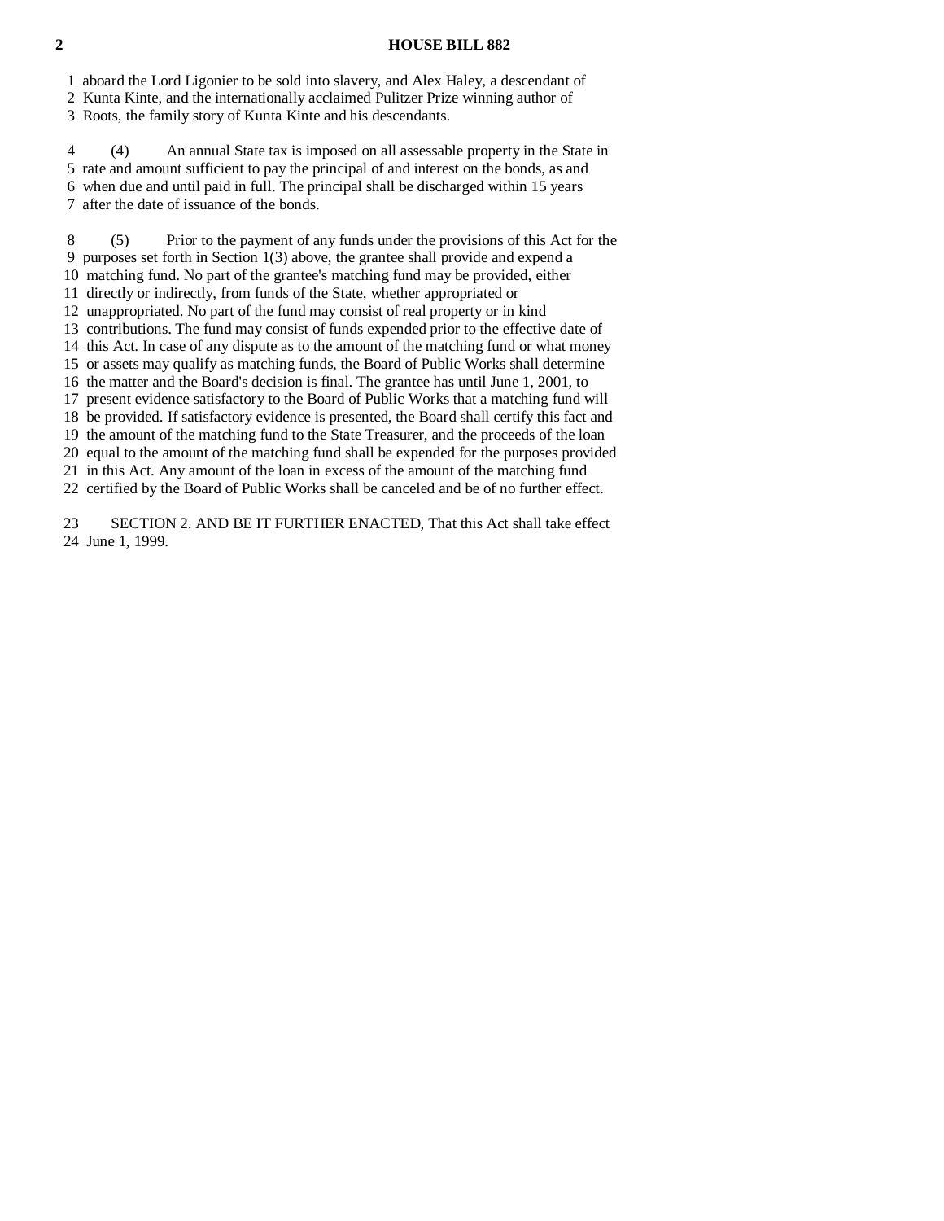aboard the Lord Ligonier to be sold into slavery, and Alex Haley, a descendant of Kunta Kinte, and the internationally acclaimed Pulitzer Prize winning author of Roots, the family story of Kunta Kinte and his descendants.

(4) An annual State tax is imposed on all assessable property in the State in rate and amount sufficient to pay the principal of and interest on the bonds, as and when due and until paid in full. The principal shall be discharged within 15 years after the date of issuance of the bonds.

(5) Prior to the payment of any funds under the provisions of this Act for the purposes set forth in Section 1(3) above, the grantee shall provide and expend a matching fund. No part of the grantee's matching fund may be provided, either directly or indirectly, from funds of the State, whether appropriated or unappropriated. No part of the fund may consist of real property or in kind contributions. The fund may consist of funds expended prior to the effective date of this Act. In case of any dispute as to the amount of the matching fund or what money or assets may qualify as matching funds, the Board of Public Works shall determine the matter and the Board's decision is final. The grantee has until June 1, 2001, to present evidence satisfactory to the Board of Public Works that a matching fund will be provided. If satisfactory evidence is presented, the Board shall certify this fact and the amount of the matching fund to the State Treasurer, and the proceeds of the loan equal to the amount of the matching fund shall be expended for the purposes provided in this Act. Any amount of the loan in excess of the amount of the matching fund certified by the Board of Public Works shall be canceled and be of no further effect.

SECTION 2. AND BE IT FURTHER ENACTED, That this Act shall take effect June 1, 1999.